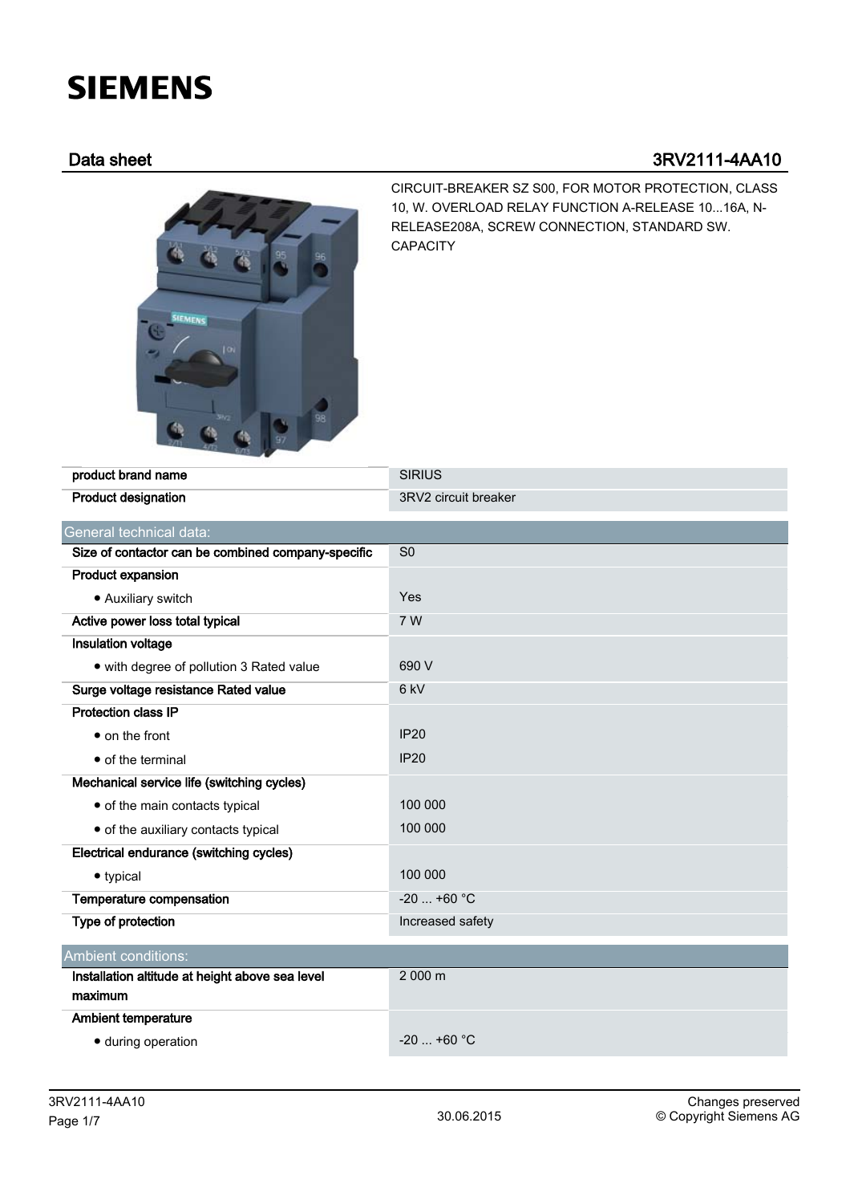# SIEMENS

## Data sheet 3RV2111-4AA10

CIRCUIT-BREAKER SZ S00, FOR MOTOR PROTECTION, CLASS 10, W. OVERLOAD RELAY FUNCTION A-RELEASE 10...16A, N-RELEASE208A, SCREW CONNECTION, STANDARD SW. CAPACITY

| | |
|---|---|
| product brand name | SIRIUS |
| Product designation | 3RV2 circuit breaker |

| General technical data: | |
|---|---|
| Size of contactor can be combined company-specific | S0 |
| Product expansion | |
| • Auxiliary switch | Yes |
| Active power loss total typical | 7 W |
| Insulation voltage | |
| • with degree of pollution 3 Rated value | 690 V |
| Surge voltage resistance Rated value | 6 kV |
| Protection class IP | |
| • on the front | IP20 |
| • of the terminal | IP20 |
| Mechanical service life (switching cycles) | |
| • of the main contacts typical | 100 000 |
| • of the auxiliary contacts typical | 100 000 |
| Electrical endurance (switching cycles) | |
| • typical | 100 000 |
| Temperature compensation | -20 ... +60 °C |
| Type of protection | Increased safety |

| Ambient conditions: | |
|---|---|
| Installation altitude at height above sea level maximum | 2 000 m |
| Ambient temperature | |
| • during operation | -20 ... +60 °C |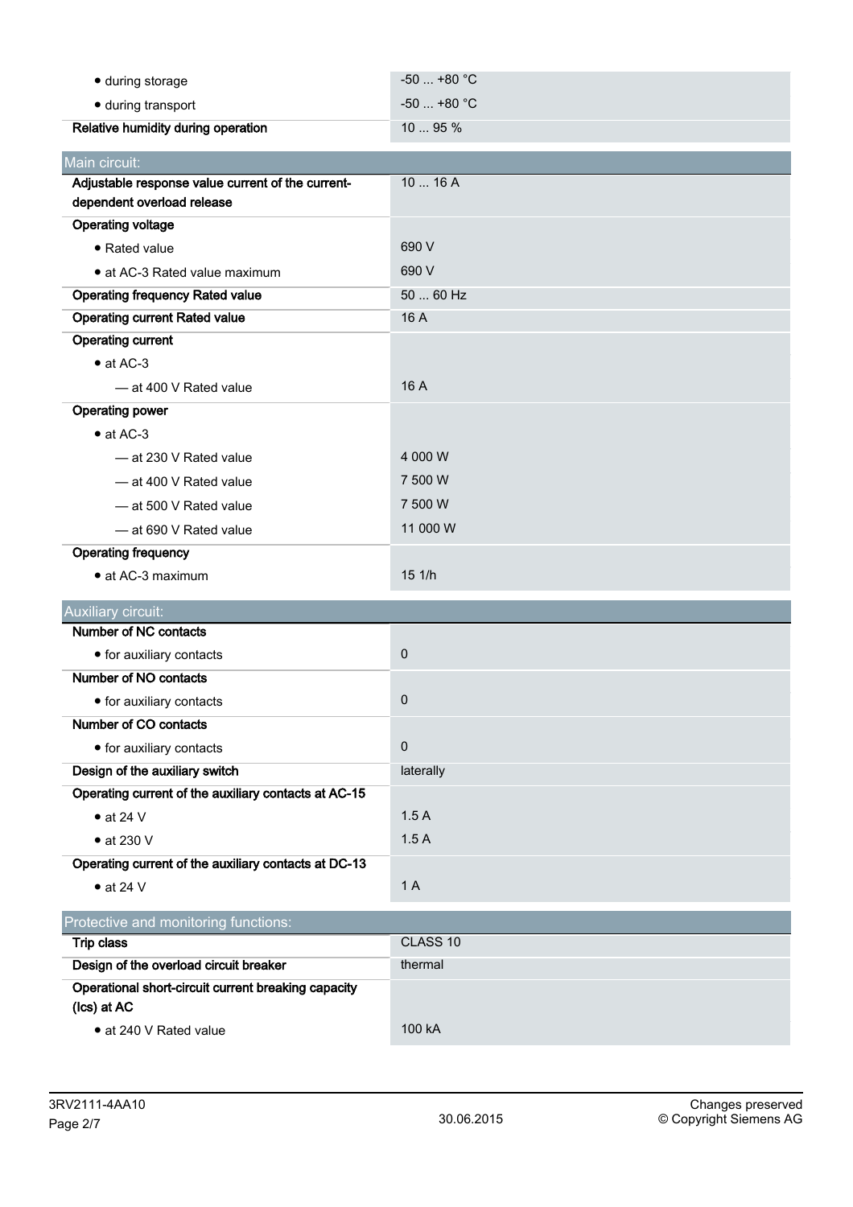| | |
|---|---|
| • during storage | -50 ... +80 °C |
| • during transport | -50 ... +80 °C |
| **Relative humidity during operation** | 10 ... 95 % |

## Main circuit:

| | |
|---|---|
| **Adjustable response value current of the current-dependent overload release** | 10 ... 16 A |
| **Operating voltage** | |
| • Rated value | 690 V |
| • at AC-3 Rated value maximum | 690 V |
| **Operating frequency Rated value** | 50 ... 60 Hz |
| **Operating current Rated value** | 16 A |
| **Operating current** | |
| • at AC-3 | |
| — at 400 V Rated value | 16 A |
| **Operating power** | |
| • at AC-3 | |
| — at 230 V Rated value | 4 000 W |
| — at 400 V Rated value | 7 500 W |
| — at 500 V Rated value | 7 500 W |
| — at 690 V Rated value | 11 000 W |
| **Operating frequency** | |
| • at AC-3 maximum | 15 1/h |

## Auxiliary circuit:

| | |
|---|---|
| **Number of NC contacts** | |
| • for auxiliary contacts | 0 |
| **Number of NO contacts** | |
| • for auxiliary contacts | 0 |
| **Number of CO contacts** | |
| • for auxiliary contacts | 0 |
| **Design of the auxiliary switch** | laterally |
| **Operating current of the auxiliary contacts at AC-15** | |
| • at 24 V | 1.5 A |
| • at 230 V | 1.5 A |
| **Operating current of the auxiliary contacts at DC-13** | |
| • at 24 V | 1 A |

## Protective and monitoring functions:

| | |
|---|---|
| **Trip class** | CLASS 10 |
| **Design of the overload circuit breaker** | thermal |
| **Operational short-circuit current breaking capacity (Ics) at AC** | |
| • at 240 V Rated value | 100 kA |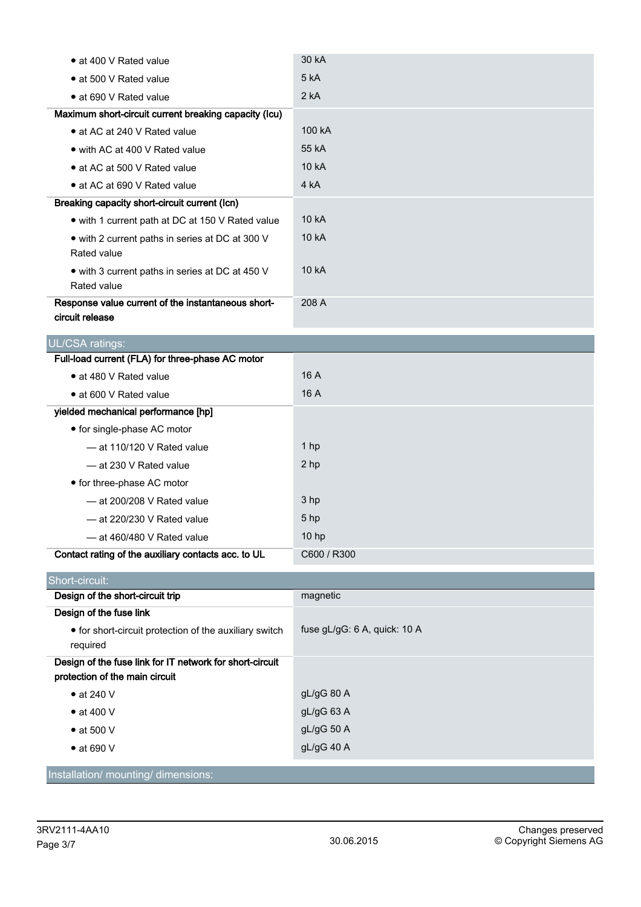| | |
|---|---|
| • at 400 V Rated value | 30 kA |
| • at 500 V Rated value | 5 kA |
| • at 690 V Rated value | 2 kA |
| **Maximum short-circuit current breaking capacity (Icu)** | |
| • at AC at 240 V Rated value | 100 kA |
| • with AC at 400 V Rated value | 55 kA |
| • at AC at 500 V Rated value | 10 kA |
| • at AC at 690 V Rated value | 4 kA |
| **Breaking capacity short-circuit current (Icn)** | |
| • with 1 current path at DC at 150 V Rated value | 10 kA |
| • with 2 current paths in series at DC at 300 V Rated value | 10 kA |
| • with 3 current paths in series at DC at 450 V Rated value | 10 kA |
| **Response value current of the instantaneous short-circuit release** | 208 A |

## UL/CSA ratings:

| | |
|---|---|
| **Full-load current (FLA) for three-phase AC motor** | |
| • at 480 V Rated value | 16 A |
| • at 600 V Rated value | 16 A |
| **yielded mechanical performance [hp]** | |
| • for single-phase AC motor | |
| — at 110/120 V Rated value | 1 hp |
| — at 230 V Rated value | 2 hp |
| • for three-phase AC motor | |
| — at 200/208 V Rated value | 3 hp |
| — at 220/230 V Rated value | 5 hp |
| — at 460/480 V Rated value | 10 hp |
| **Contact rating of the auxiliary contacts acc. to UL** | C600 / R300 |

## Short-circuit:

| | |
|---|---|
| **Design of the short-circuit trip** | magnetic |
| **Design of the fuse link** | |
| • for short-circuit protection of the auxiliary switch required | fuse gL/gG: 6 A, quick: 10 A |
| **Design of the fuse link for IT network for short-circuit protection of the main circuit** | |
| • at 240 V | gL/gG 80 A |
| • at 400 V | gL/gG 63 A |
| • at 500 V | gL/gG 50 A |
| • at 690 V | gL/gG 40 A |

## Installation/ mounting/ dimensions: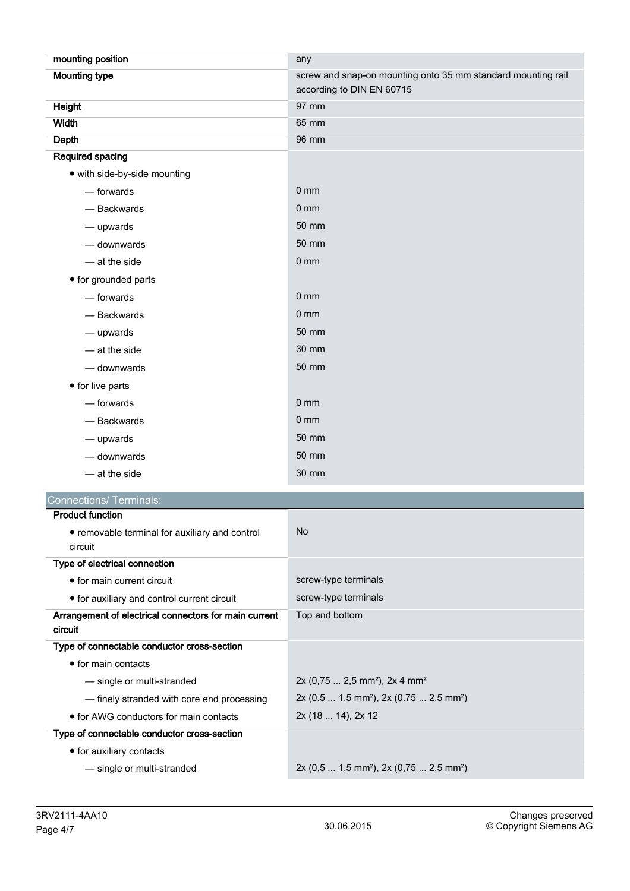| | |
|---|---|
| **mounting position** | any |
| **Mounting type** | screw and snap-on mounting onto 35 mm standard mounting rail according to DIN EN 60715 |
| **Height** | 97 mm |
| **Width** | 65 mm |
| **Depth** | 96 mm |
| **Required spacing** | |
| • with side-by-side mounting | |
| — forwards | 0 mm |
| — Backwards | 0 mm |
| — upwards | 50 mm |
| — downwards | 50 mm |
| — at the side | 0 mm |
| • for grounded parts | |
| — forwards | 0 mm |
| — Backwards | 0 mm |
| — upwards | 50 mm |
| — at the side | 30 mm |
| — downwards | 50 mm |
| • for live parts | |
| — forwards | 0 mm |
| — Backwards | 0 mm |
| — upwards | 50 mm |
| — downwards | 50 mm |
| — at the side | 30 mm |

## Connections/ Terminals:

| | |
|---|---|
| **Product function** | |
| • removable terminal for auxiliary and control circuit | No |
| **Type of electrical connection** | |
| • for main current circuit | screw-type terminals |
| • for auxiliary and control current circuit | screw-type terminals |
| **Arrangement of electrical connectors for main current circuit** | Top and bottom |
| **Type of connectable conductor cross-section** | |
| • for main contacts | |
| — single or multi-stranded | 2x (0,75 ... 2,5 mm²), 2x 4 mm² |
| — finely stranded with core end processing | 2x (0.5 ... 1.5 mm²), 2x (0.75 ... 2.5 mm²) |
| • for AWG conductors for main contacts | 2x (18 ... 14), 2x 12 |
| **Type of connectable conductor cross-section** | |
| • for auxiliary contacts | |
| — single or multi-stranded | 2x (0,5 ... 1,5 mm²), 2x (0,75 ... 2,5 mm²) |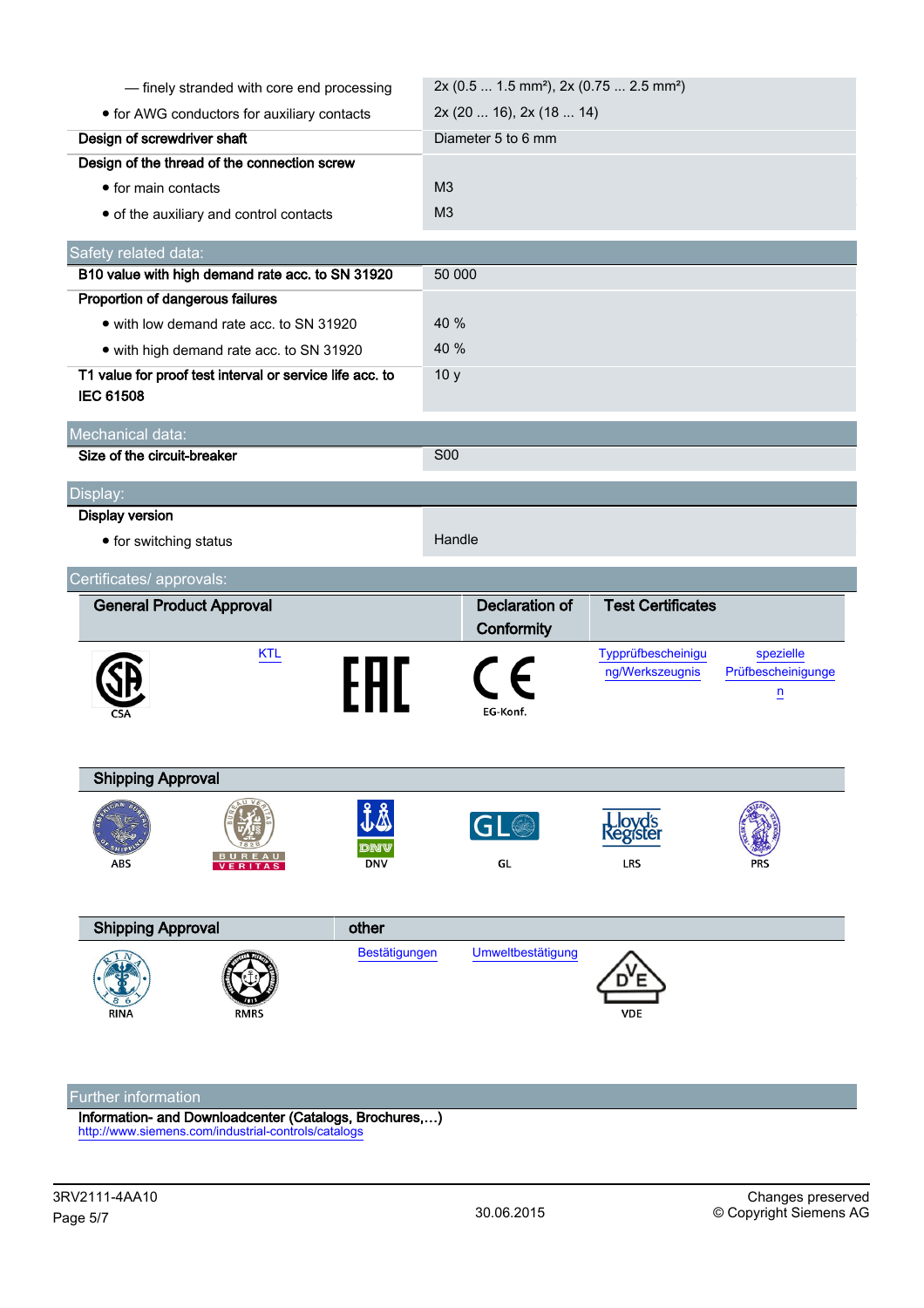| | |
|---|---|
| — finely stranded with core end processing | 2x (0.5 ... 1.5 mm²), 2x (0.75 ... 2.5 mm²) |
| • for AWG conductors for auxiliary contacts | 2x (20 ... 16), 2x (18 ... 14) |
| **Design of screwdriver shaft** | Diameter 5 to 6 mm |
| **Design of the thread of the connection screw** | |
| • for main contacts | M3 |
| • of the auxiliary and control contacts | M3 |

## Safety related data:

| | |
|---|---|
| **B10 value with high demand rate acc. to SN 31920** | 50 000 |
| **Proportion of dangerous failures** | |
| • with low demand rate acc. to SN 31920 | 40 % |
| • with high demand rate acc. to SN 31920 | 40 % |
| **T1 value for proof test interval or service life acc. to IEC 61508** | 10 y |

## Mechanical data:

| | |
|---|---|
| **Size of the circuit-breaker** | S00 |

## Display:

| | |
|---|---|
| **Display version** | |
| • for switching status | Handle |

## Certificates/ approvals:

| General Product Approval | | | Declaration of Conformity | Test Certificates | |
|---|---|---|---|---|---|
| CSA | KTL | EAC | EG-Konf. | Typprüfbescheinigung/Werkszeugnis | spezielle Prüfbescheinigungen |

| Shipping Approval | | | | | |
|---|---|---|---|---|---|
| ABS | BUREAU VERITAS | DNV | GL | LRS | PRS |

| Shipping Approval | | other | | |
|---|---|---|---|---|
| RINA | RMRS | Bestätigungen | Umweltbestätigung | VDE |

## Further information

**Information- and Downloadcenter (Catalogs, Brochures,…)**
http://www.siemens.com/industrial-controls/catalogs

3RV2111-4AA10 | 30.06.2015 | Changes preserved © Copyright Siemens AG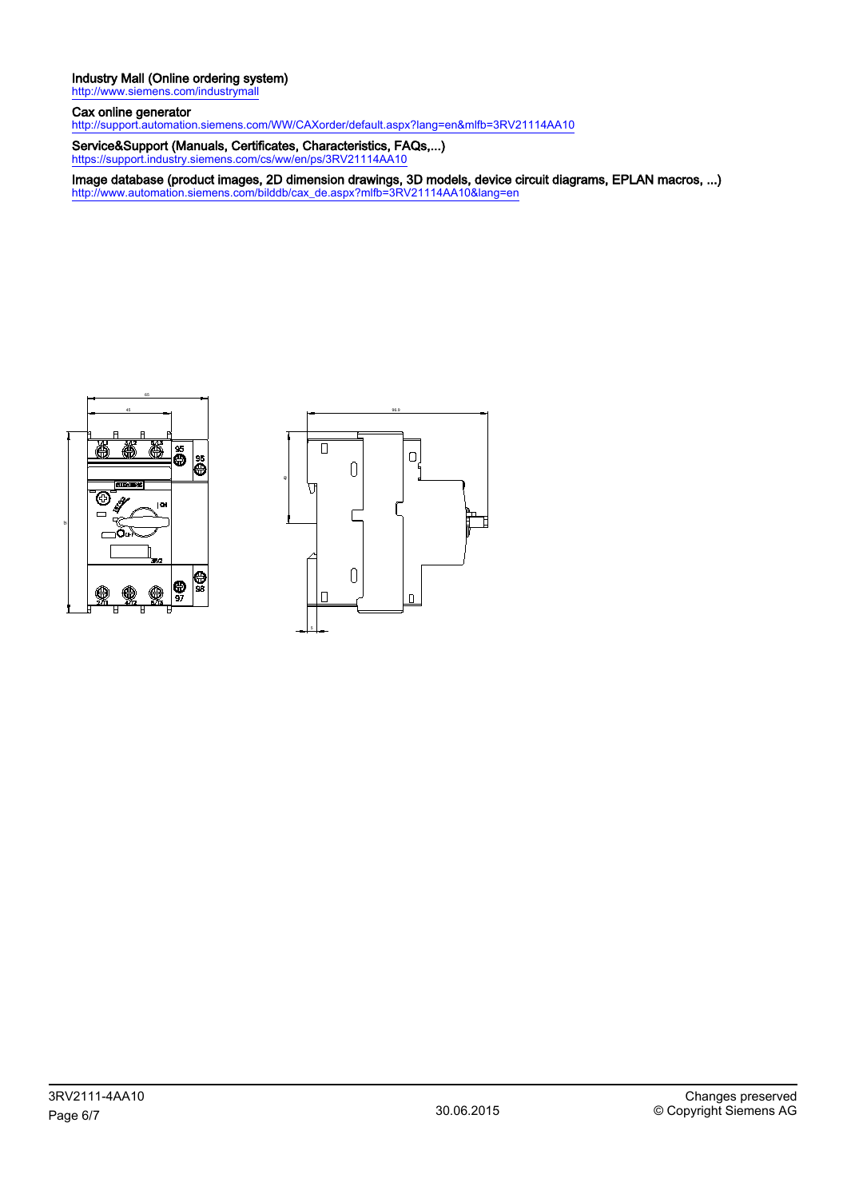**Industry Mall (Online ordering system)**
http://www.siemens.com/industrymall

**Cax online generator**
http://support.automation.siemens.com/WW/CAXorder/default.aspx?lang=en&mlfb=3RV21114AA10

**Service&Support (Manuals, Certificates, Characteristics, FAQs,...)**
https://support.industry.siemens.com/cs/ww/en/ps/3RV21114AA10

**Image database (product images, 2D dimension drawings, 3D models, device circuit diagrams, EPLAN macros, ...)**
http://www.automation.siemens.com/bilddb/cax_de.aspx?mlfb=3RV21114AA10&lang=en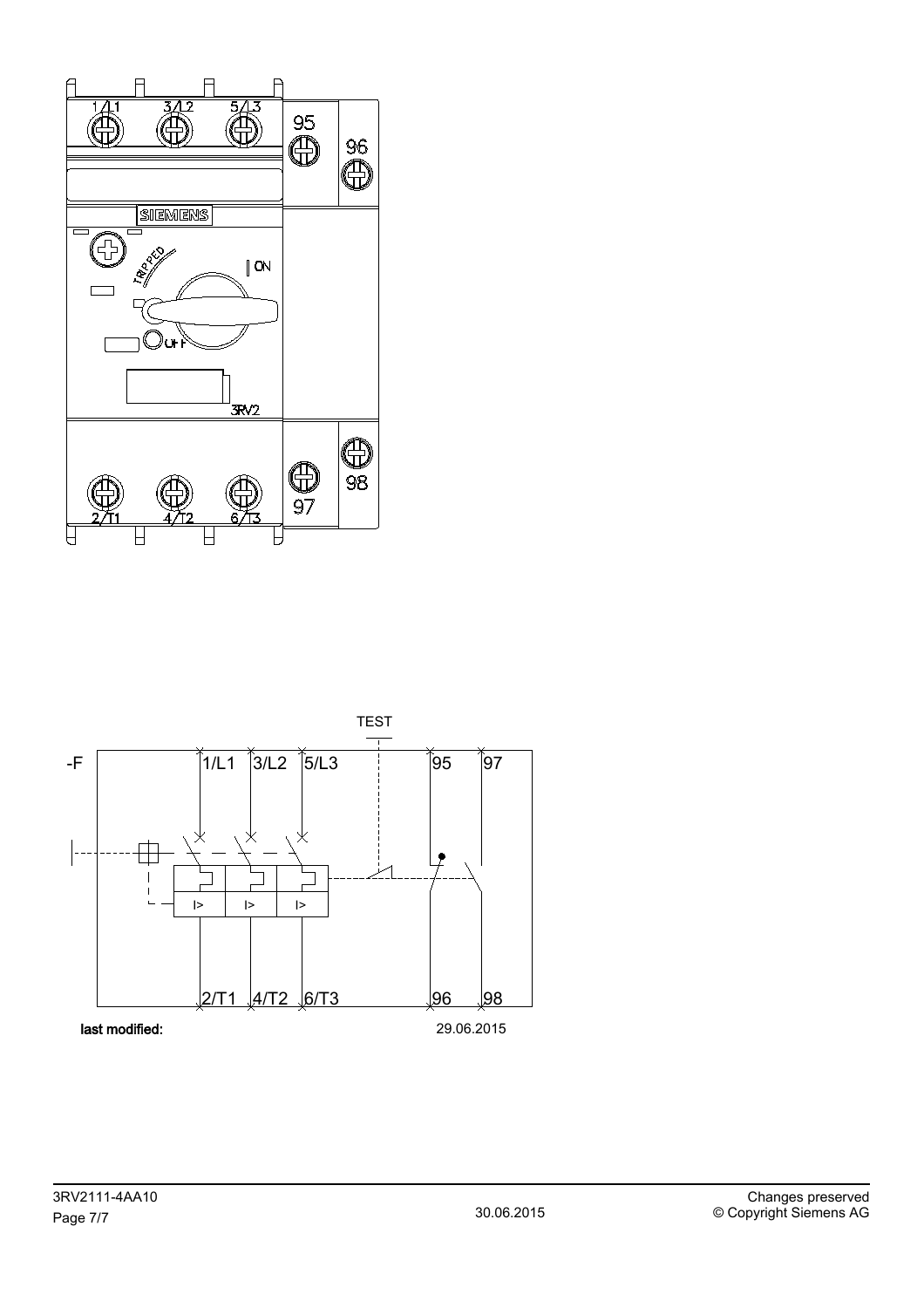1/L1 3/L2 5/L3

95

96

SIEMENS

TRIPPED

ON

OFF

3RV2

97

98

2/T1 4/T2 6/T3

TEST

-F

1/L1 3/L2 5/L3 95 97

I> I> I>

2/T1 4/T2 6/T3 96 98

**last modified:** 29.06.2015